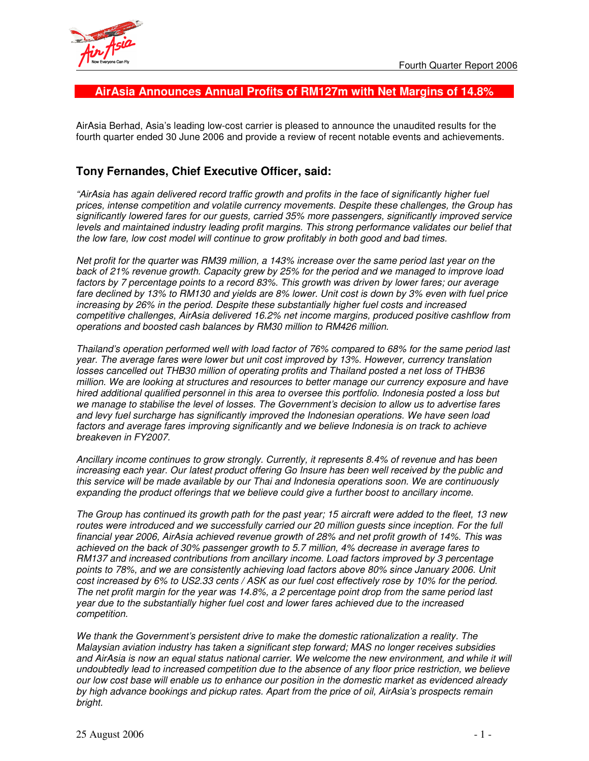## AirAsia Announces Annual Profits of RM127m with Net Margins of 14.8%

AirAsia Berhad, Asia's leading low-cost carrier is pleased to announce the unaudited results for the fourth quarter ended 30 June 2006 and provide a review of recent notable events and achievements.

### Tony Fernandes, Chief Executive Officer, said:

*"AirAsia has again delivered record traffic growth and profits in the face of significantly higher fuel prices, intense competition and volatile currency movements. Despite these challenges, the Group has significantly lowered fares for our guests, carried 35% more passengers, significantly improved service levels and maintained industry leading profit margins. This strong performance validates our belief that the low fare, low cost model will continue to grow profitably in both good and bad times.*

*Net profit for the quarter was RM39 million, a 143% increase over the same period last year on the back of 21% revenue growth. Capacity grew by 25% for the period and we managed to improve load factors by 7 percentage points to a record 83%. This growth was driven by lower fares; our average fare declined by 13% to RM130 and yields are 8% lower. Unit cost is down by 3% even with fuel price increasing by 26% in the period. Despite these substantially higher fuel costs and increased competitive challenges, AirAsia delivered 16.2% net income margins, produced positive cashflow from operations and boosted cash balances by RM30 million to RM426 million.*

*Thailand's operation performed well with load factor of 76% compared to 68% for the same period last year. The average fares were lower but unit cost improved by 13%. However, currency translation losses cancelled out THB30 million of operating profits and Thailand posted a net loss of THB36 million. We are looking at structures and resources to better manage our currency exposure and have hired additional qualified personnel in this area to oversee this portfolio. Indonesia posted a loss but we manage to stabilise the level of losses. The Government's decision to allow us to advertise fares and levy fuel surcharge has significantly improved the Indonesian operations. We have seen load factors and average fares improving significantly and we believe Indonesia is on track to achieve breakeven in FY2007.*

*Ancillary income continues to grow strongly. Currently, it represents 8.4% of revenue and has been increasing each year. Our latest product offering Go Insure has been well received by the public and this service will be made available by our Thai and Indonesia operations soon. We are continuously expanding the product offerings that we believe could give a further boost to ancillary income.*

*The Group has continued its growth path for the past year; 15 aircraft were added to the fleet, 13 new routes were introduced and we successfully carried our 20 million guests since inception. For the full financial year 2006, AirAsia achieved revenue growth of 28% and net profit growth of 14%. This was achieved on the back of 30% passenger growth to 5.7 million, 4% decrease in average fares to RM137 and increased contributions from ancillary income. Load factors improved by 3 percentage points to 78%, and we are consistently achieving load factors above 80% since January 2006. Unit cost increased by 6% to US2.33 cents / ASK as our fuel cost effectively rose by 10% for the period. The net profit margin for the year was 14.8%, a 2 percentage point drop from the same period last year due to the substantially higher fuel cost and lower fares achieved due to the increased competition.*

*We thank the Government's persistent drive to make the domestic rationalization a reality. The Malaysian aviation industry has taken a significant step forward; MAS no longer receives subsidies and AirAsia is now an equal status national carrier. We welcome the new environment, and while it will undoubtedly lead to increased competition due to the absence of any floor price restriction, we believe our low cost base will enable us to enhance our position in the domestic market as evidenced already by high advance bookings and pickup rates. Apart from the price of oil, AirAsia's prospects remain bright.*

25 August 2006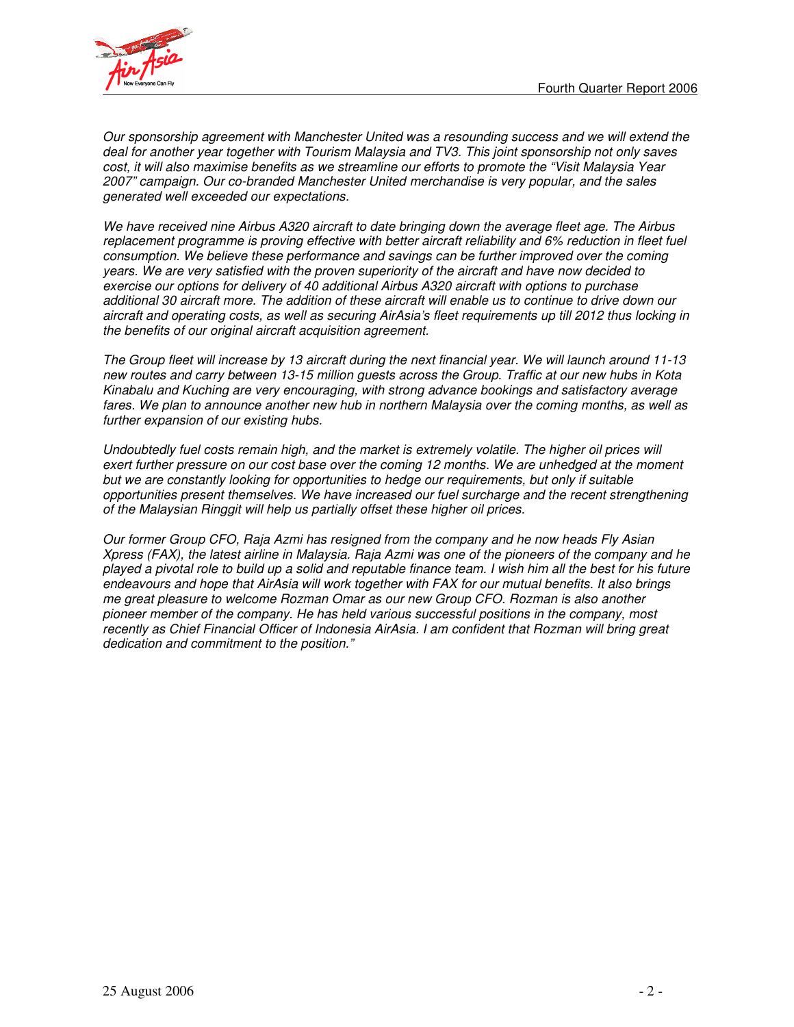*Our sponsorship agreement with Manchester United was a resounding success and we will extend the deal for another year together with Tourism Malaysia and TV3. This joint sponsorship not only saves cost, it will also maximise benefits as we streamline our efforts to promote the "Visit Malaysia Year 2007" campaign. Our co-branded Manchester United merchandise is very popular, and the sales generated well exceeded our expectations.*

*We have received nine Airbus A320 aircraft to date bringing down the average fleet age. The Airbus replacement programme is proving effective with better aircraft reliability and 6% reduction in fleet fuel consumption. We believe these performance and savings can be further improved over the coming years. We are very satisfied with the proven superiority of the aircraft and have now decided to exercise our options for delivery of 40 additional Airbus A320 aircraft with options to purchase additional 30 aircraft more. The addition of these aircraft will enable us to continue to drive down our aircraft and operating costs, as well as securing AirAsia's fleet requirements up till 2012 thus locking in the benefits of our original aircraft acquisition agreement.*

*The Group fleet will increase by 13 aircraft during the next financial year. We will launch around 11-13 new routes and carry between 13-15 million guests across the Group. Traffic at our new hubs in Kota Kinabalu and Kuching are very encouraging, with strong advance bookings and satisfactory average fares. We plan to announce another new hub in northern Malaysia over the coming months, as well as further expansion of our existing hubs.*

*Undoubtedly fuel costs remain high, and the market is extremely volatile. The higher oil prices will exert further pressure on our cost base over the coming 12 months. We are unhedged at the moment but we are constantly looking for opportunities to hedge our requirements, but only if suitable opportunities present themselves. We have increased our fuel surcharge and the recent strengthening of the Malaysian Ringgit will help us partially offset these higher oil prices.*

*Our former Group CFO, Raja Azmi has resigned from the company and he now heads Fly Asian Xpress (FAX), the latest airline in Malaysia. Raja Azmi was one of the pioneers of the company and he played a pivotal role to build up a solid and reputable finance team. I wish him all the best for his future endeavours and hope that AirAsia will work together with FAX for our mutual benefits. It also brings me great pleasure to welcome Rozman Omar as our new Group CFO. Rozman is also another pioneer member of the company. He has held various successful positions in the company, most recently as Chief Financial Officer of Indonesia AirAsia. I am confident that Rozman will bring great dedication and commitment to the position."*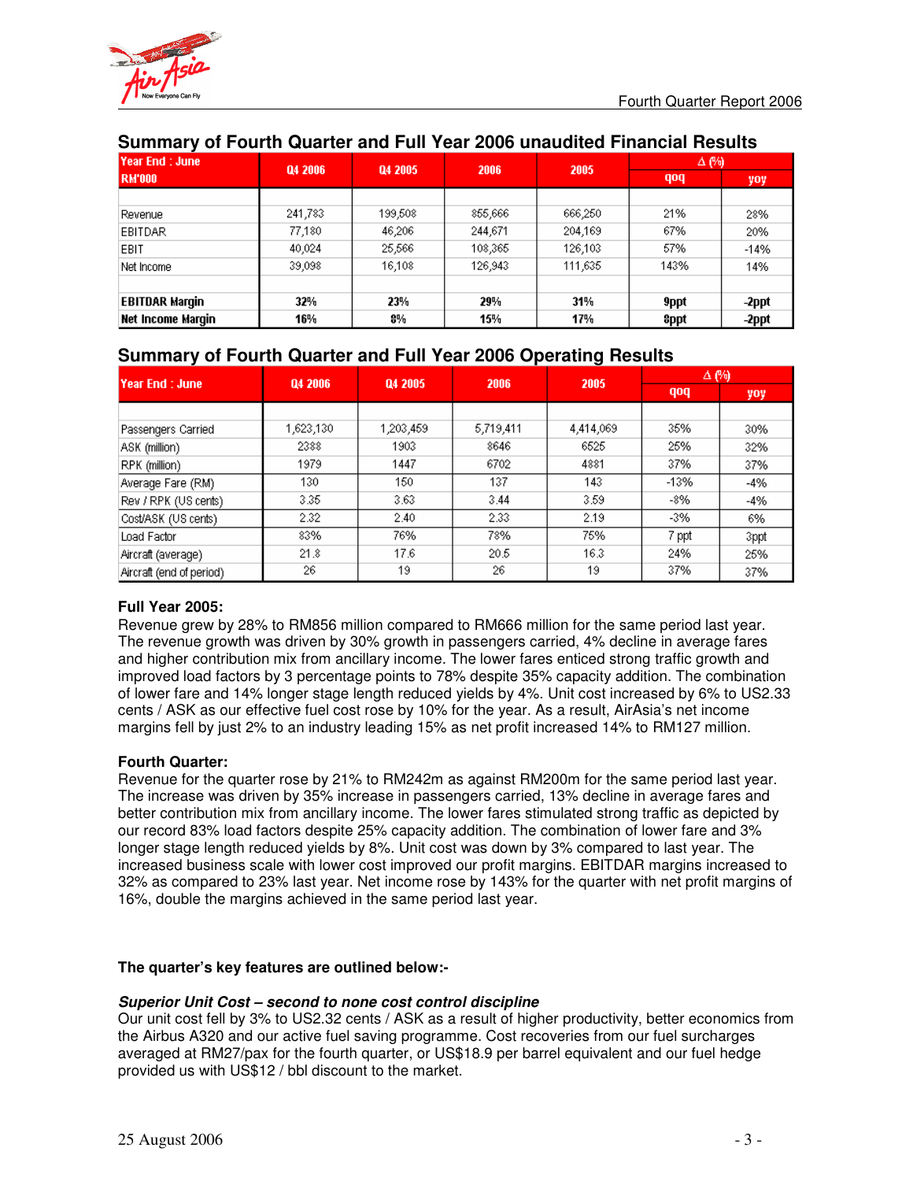## Summary of Fourth Quarter and Full Year 2006 unaudited Financial Results

| Year End : June RM'000 | Q4 2006 | Q4 2005 | 2006 | 2005 | Δ (%) qoq | Δ (%) yoy |
|---|---|---|---|---|---|---|
| Revenue | 241,783 | 199,508 | 855,666 | 666,250 | 21% | 28% |
| EBITDAR | 77,180 | 46,206 | 244,671 | 204,169 | 67% | 20% |
| EBIT | 40,024 | 25,566 | 108,365 | 126,103 | 57% | -14% |
| Net Income | 39,098 | 16,108 | 126,943 | 111,635 | 143% | 14% |
| | | | | | | |
| **EBITDAR Margin** | **32%** | **23%** | **29%** | **31%** | **9ppt** | **-2ppt** |
| **Net Income Margin** | **16%** | **8%** | **15%** | **17%** | **8ppt** | **-2ppt** |

## Summary of Fourth Quarter and Full Year 2006 Operating Results

| Year End : June | Q4 2006 | Q4 2005 | 2006 | 2005 | Δ (%) qoq | Δ (%) yoy |
|---|---|---|---|---|---|---|
| Passengers Carried | 1,623,130 | 1,203,459 | 5,719,411 | 4,414,069 | 35% | 30% |
| ASK (million) | 2388 | 1903 | 8646 | 6525 | 25% | 32% |
| RPK (million) | 1979 | 1447 | 6702 | 4881 | 37% | 37% |
| Average Fare (RM) | 130 | 150 | 137 | 143 | -13% | -4% |
| Rev / RPK (US cents) | 3.35 | 3.63 | 3.44 | 3.59 | -8% | -4% |
| Cost/ASK (US cents) | 2.32 | 2.40 | 2.33 | 2.19 | -3% | 6% |
| Load Factor | 83% | 76% | 78% | 75% | 7 ppt | 3ppt |
| Aircraft (average) | 21.8 | 17.6 | 20.5 | 16.3 | 24% | 25% |
| Aircraft (end of period) | 26 | 19 | 26 | 19 | 37% | 37% |

**Full Year 2005:**

Revenue grew by 28% to RM856 million compared to RM666 million for the same period last year. The revenue growth was driven by 30% growth in passengers carried, 4% decline in average fares and higher contribution mix from ancillary income. The lower fares enticed strong traffic growth and improved load factors by 3 percentage points to 78% despite 35% capacity addition. The combination of lower fare and 14% longer stage length reduced yields by 4%. Unit cost increased by 6% to US2.33 cents / ASK as our effective fuel cost rose by 10% for the year. As a result, AirAsia's net income margins fell by just 2% to an industry leading 15% as net profit increased 14% to RM127 million.

**Fourth Quarter:**

Revenue for the quarter rose by 21% to RM242m as against RM200m for the same period last year. The increase was driven by 35% increase in passengers carried, 13% decline in average fares and better contribution mix from ancillary income. The lower fares stimulated strong traffic as depicted by our record 83% load factors despite 25% capacity addition. The combination of lower fare and 3% longer stage length reduced yields by 8%. Unit cost was down by 3% compared to last year. The increased business scale with lower cost improved our profit margins. EBITDAR margins increased to 32% as compared to 23% last year. Net income rose by 143% for the quarter with net profit margins of 16%, double the margins achieved in the same period last year.

**The quarter's key features are outlined below:-**

***Superior Unit Cost – second to none cost control discipline***

Our unit cost fell by 3% to US2.32 cents / ASK as a result of higher productivity, better economics from the Airbus A320 and our active fuel saving programme. Cost recoveries from our fuel surcharges averaged at RM27/pax for the fourth quarter, or US$18.9 per barrel equivalent and our fuel hedge provided us with US$12 / bbl discount to the market.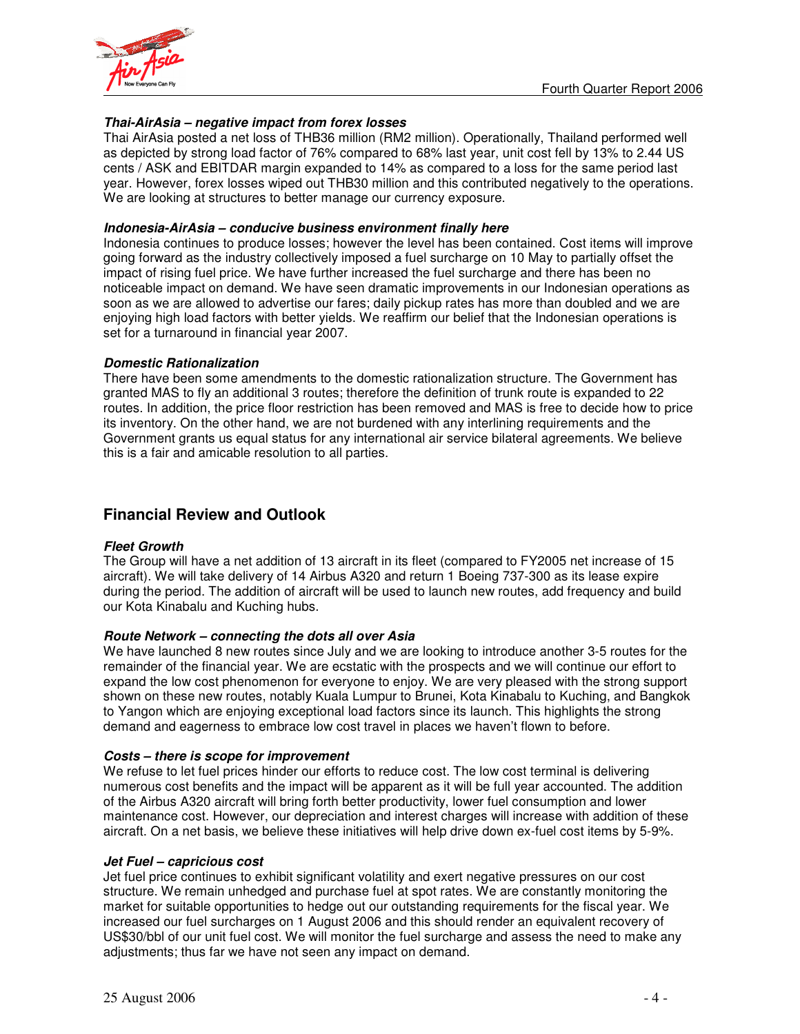### *Thai-AirAsia – negative impact from forex losses*

Thai AirAsia posted a net loss of THB36 million (RM2 million). Operationally, Thailand performed well as depicted by strong load factor of 76% compared to 68% last year, unit cost fell by 13% to 2.44 US cents / ASK and EBITDAR margin expanded to 14% as compared to a loss for the same period last year. However, forex losses wiped out THB30 million and this contributed negatively to the operations. We are looking at structures to better manage our currency exposure.

### *Indonesia-AirAsia – conducive business environment finally here*

Indonesia continues to produce losses; however the level has been contained. Cost items will improve going forward as the industry collectively imposed a fuel surcharge on 10 May to partially offset the impact of rising fuel price. We have further increased the fuel surcharge and there has been no noticeable impact on demand. We have seen dramatic improvements in our Indonesian operations as soon as we are allowed to advertise our fares; daily pickup rates has more than doubled and we are enjoying high load factors with better yields. We reaffirm our belief that the Indonesian operations is set for a turnaround in financial year 2007.

### *Domestic Rationalization*

There have been some amendments to the domestic rationalization structure. The Government has granted MAS to fly an additional 3 routes; therefore the definition of trunk route is expanded to 22 routes. In addition, the price floor restriction has been removed and MAS is free to decide how to price its inventory. On the other hand, we are not burdened with any interlining requirements and the Government grants us equal status for any international air service bilateral agreements. We believe this is a fair and amicable resolution to all parties.

## Financial Review and Outlook

### *Fleet Growth*

The Group will have a net addition of 13 aircraft in its fleet (compared to FY2005 net increase of 15 aircraft). We will take delivery of 14 Airbus A320 and return 1 Boeing 737-300 as its lease expire during the period. The addition of aircraft will be used to launch new routes, add frequency and build our Kota Kinabalu and Kuching hubs.

### *Route Network – connecting the dots all over Asia*

We have launched 8 new routes since July and we are looking to introduce another 3-5 routes for the remainder of the financial year. We are ecstatic with the prospects and we will continue our effort to expand the low cost phenomenon for everyone to enjoy. We are very pleased with the strong support shown on these new routes, notably Kuala Lumpur to Brunei, Kota Kinabalu to Kuching, and Bangkok to Yangon which are enjoying exceptional load factors since its launch. This highlights the strong demand and eagerness to embrace low cost travel in places we haven't flown to before.

### *Costs – there is scope for improvement*

We refuse to let fuel prices hinder our efforts to reduce cost. The low cost terminal is delivering numerous cost benefits and the impact will be apparent as it will be full year accounted. The addition of the Airbus A320 aircraft will bring forth better productivity, lower fuel consumption and lower maintenance cost. However, our depreciation and interest charges will increase with addition of these aircraft. On a net basis, we believe these initiatives will help drive down ex-fuel cost items by 5-9%.

### *Jet Fuel – capricious cost*

Jet fuel price continues to exhibit significant volatility and exert negative pressures on our cost structure. We remain unhedged and purchase fuel at spot rates. We are constantly monitoring the market for suitable opportunities to hedge out our outstanding requirements for the fiscal year. We increased our fuel surcharges on 1 August 2006 and this should render an equivalent recovery of US$30/bbl of our unit fuel cost. We will monitor the fuel surcharge and assess the need to make any adjustments; thus far we have not seen any impact on demand.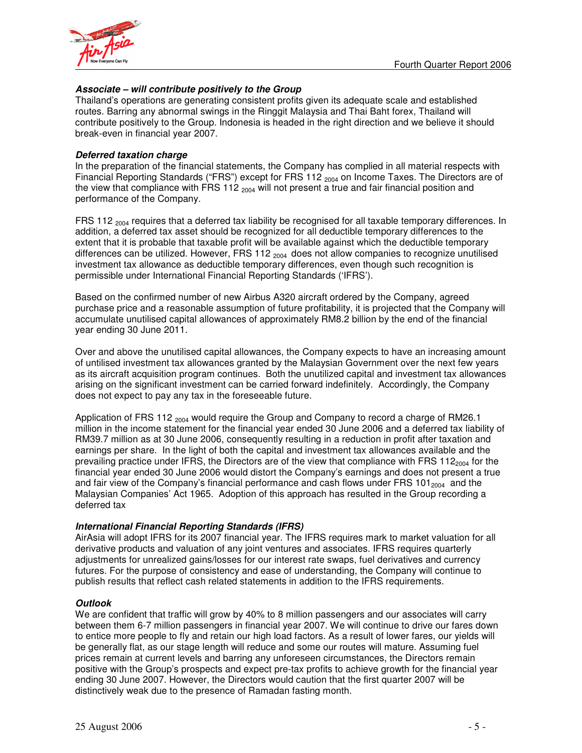***Associate – will contribute positively to the Group***

Thailand's operations are generating consistent profits given its adequate scale and established routes. Barring any abnormal swings in the Ringgit Malaysia and Thai Baht forex, Thailand will contribute positively to the Group. Indonesia is headed in the right direction and we believe it should break-even in financial year 2007.

***Deferred taxation charge***

In the preparation of the financial statements, the Company has complied in all material respects with Financial Reporting Standards ("FRS") except for FRS 112 $_{2004}$ on Income Taxes. The Directors are of the view that compliance with FRS 112 $_{2004}$ will not present a true and fair financial position and performance of the Company.

FRS 112 $_{2004}$ requires that a deferred tax liability be recognised for all taxable temporary differences. In addition, a deferred tax asset should be recognized for all deductible temporary differences to the extent that it is probable that taxable profit will be available against which the deductible temporary differences can be utilized. However, FRS 112 $_{2004}$ does not allow companies to recognize unutilised investment tax allowance as deductible temporary differences, even though such recognition is permissible under International Financial Reporting Standards ('IFRS').

Based on the confirmed number of new Airbus A320 aircraft ordered by the Company, agreed purchase price and a reasonable assumption of future profitability, it is projected that the Company will accumulate unutilised capital allowances of approximately RM8.2 billion by the end of the financial year ending 30 June 2011.

Over and above the unutilised capital allowances, the Company expects to have an increasing amount of untilised investment tax allowances granted by the Malaysian Government over the next few years as its aircraft acquisition program continues. Both the unutilized capital and investment tax allowances arising on the significant investment can be carried forward indefinitely. Accordingly, the Company does not expect to pay any tax in the foreseeable future.

Application of FRS 112 $_{2004}$ would require the Group and Company to record a charge of RM26.1 million in the income statement for the financial year ended 30 June 2006 and a deferred tax liability of RM39.7 million as at 30 June 2006, consequently resulting in a reduction in profit after taxation and earnings per share. In the light of both the capital and investment tax allowances available and the prevailing practice under IFRS, the Directors are of the view that compliance with FRS 112$_{2004}$ for the financial year ended 30 June 2006 would distort the Company's earnings and does not present a true and fair view of the Company's financial performance and cash flows under FRS 101$_{2004}$ and the Malaysian Companies' Act 1965. Adoption of this approach has resulted in the Group recording a deferred tax

***International Financial Reporting Standards (IFRS)***

AirAsia will adopt IFRS for its 2007 financial year. The IFRS requires mark to market valuation for all derivative products and valuation of any joint ventures and associates. IFRS requires quarterly adjustments for unrealized gains/losses for our interest rate swaps, fuel derivatives and currency futures. For the purpose of consistency and ease of understanding, the Company will continue to publish results that reflect cash related statements in addition to the IFRS requirements.

***Outlook***

We are confident that traffic will grow by 40% to 8 million passengers and our associates will carry between them 6-7 million passengers in financial year 2007. We will continue to drive our fares down to entice more people to fly and retain our high load factors. As a result of lower fares, our yields will be generally flat, as our stage length will reduce and some our routes will mature. Assuming fuel prices remain at current levels and barring any unforeseen circumstances, the Directors remain positive with the Group's prospects and expect pre-tax profits to achieve growth for the financial year ending 30 June 2007. However, the Directors would caution that the first quarter 2007 will be distinctively weak due to the presence of Ramadan fasting month.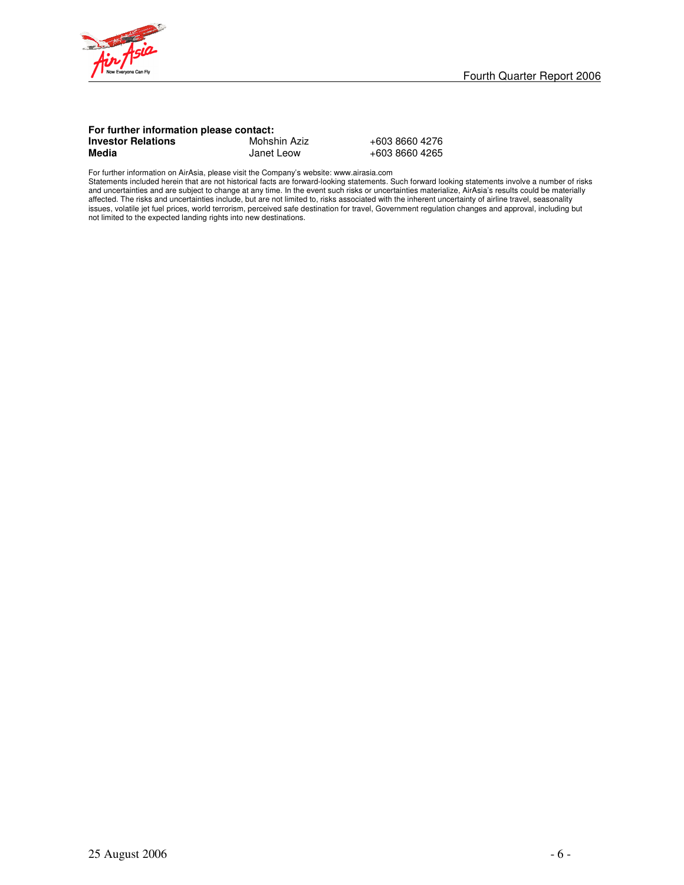**For further information please contact:**

| | | |
|---|---|---|
| **Investor Relations** | Mohshin Aziz | +603 8660 4276 |
| **Media** | Janet Leow | +603 8660 4265 |

For further information on AirAsia, please visit the Company's website: www.airasia.com

Statements included herein that are not historical facts are forward-looking statements. Such forward looking statements involve a number of risks and uncertainties and are subject to change at any time. In the event such risks or uncertainties materialize, AirAsia's results could be materially affected. The risks and uncertainties include, but are not limited to, risks associated with the inherent uncertainty of airline travel, seasonality issues, volatile jet fuel prices, world terrorism, perceived safe destination for travel, Government regulation changes and approval, including but not limited to the expected landing rights into new destinations.